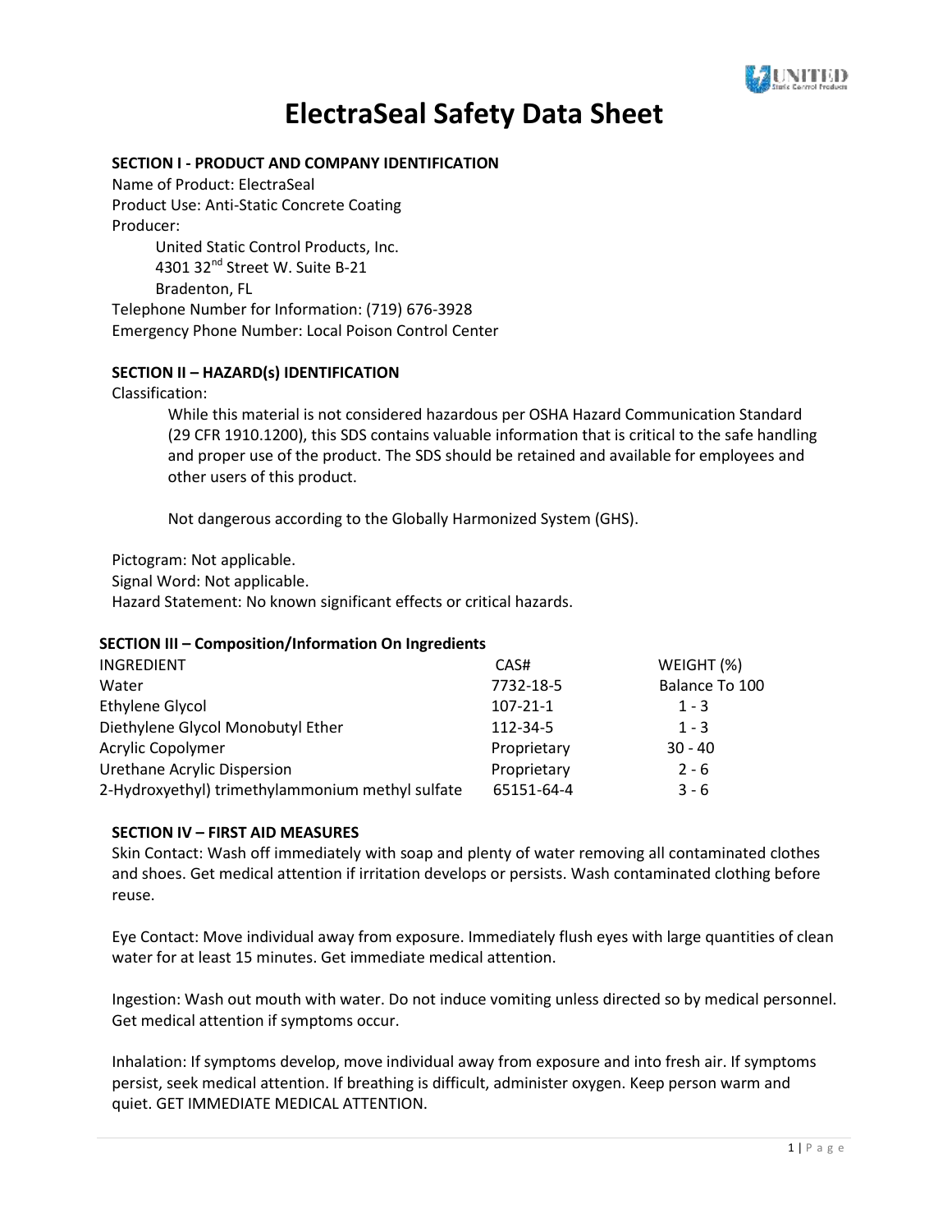# ElectraSeal Safety Data Sheet

**SECTION I - PRODUCT AND COMPANY IDENTIFICATION**

Name of Product: ElectraSeal
Product Use: Anti-Static Concrete Coating
Producer:
United Static Control Products, Inc.
4301 32nd Street W. Suite B-21
Bradenton, FL
Telephone Number for Information: (719) 676-3928
Emergency Phone Number: Local Poison Control Center

**SECTION II – HAZARD(s) IDENTIFICATION**

Classification:

While this material is not considered hazardous per OSHA Hazard Communication Standard (29 CFR 1910.1200), this SDS contains valuable information that is critical to the safe handling and proper use of the product. The SDS should be retained and available for employees and other users of this product.

Not dangerous according to the Globally Harmonized System (GHS).

Pictogram: Not applicable.
Signal Word: Not applicable.
Hazard Statement: No known significant effects or critical hazards.

**SECTION III – Composition/Information On Ingredients**

| INGREDIENT | CAS# | WEIGHT (%) |
|---|---|---|
| Water | 7732-18-5 | Balance To 100 |
| Ethylene Glycol | 107-21-1 | 1 - 3 |
| Diethylene Glycol Monobutyl Ether | 112-34-5 | 1 - 3 |
| Acrylic Copolymer | Proprietary | 30 - 40 |
| Urethane Acrylic Dispersion | Proprietary | 2 - 6 |
| 2-Hydroxyethyl) trimethylammonium methyl sulfate | 65151-64-4 | 3 - 6 |

**SECTION IV – FIRST AID MEASURES**

Skin Contact: Wash off immediately with soap and plenty of water removing all contaminated clothes and shoes. Get medical attention if irritation develops or persists. Wash contaminated clothing before reuse.

Eye Contact: Move individual away from exposure. Immediately flush eyes with large quantities of clean water for at least 15 minutes. Get immediate medical attention.

Ingestion: Wash out mouth with water. Do not induce vomiting unless directed so by medical personnel. Get medical attention if symptoms occur.

Inhalation: If symptoms develop, move individual away from exposure and into fresh air. If symptoms persist, seek medical attention. If breathing is difficult, administer oxygen. Keep person warm and quiet. GET IMMEDIATE MEDICAL ATTENTION.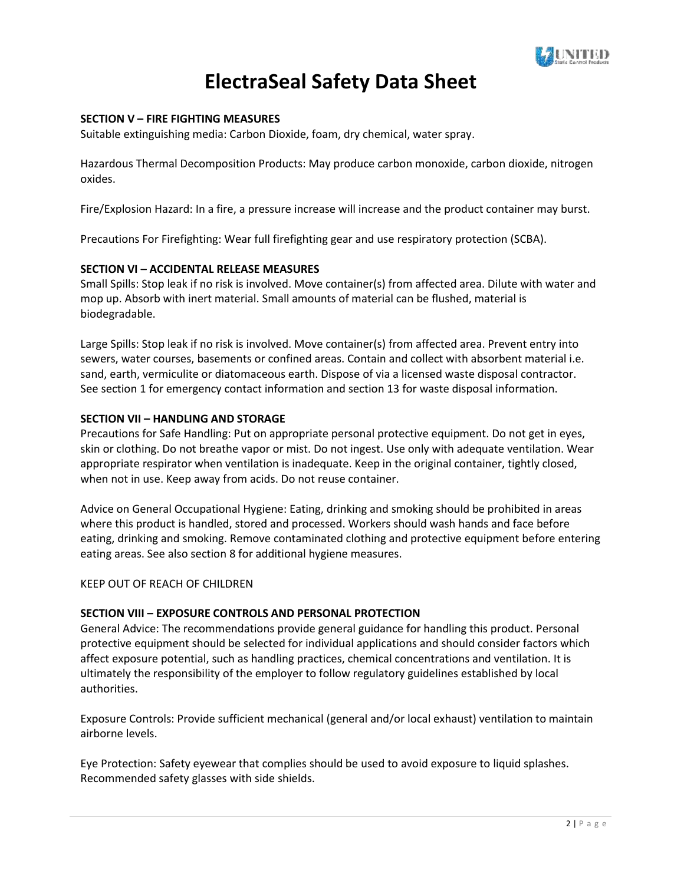# ElectraSeal Safety Data Sheet

**SECTION V – FIRE FIGHTING MEASURES**

Suitable extinguishing media: Carbon Dioxide, foam, dry chemical, water spray.

Hazardous Thermal Decomposition Products: May produce carbon monoxide, carbon dioxide, nitrogen oxides.

Fire/Explosion Hazard: In a fire, a pressure increase will increase and the product container may burst.

Precautions For Firefighting: Wear full firefighting gear and use respiratory protection (SCBA).

**SECTION VI – ACCIDENTAL RELEASE MEASURES**

Small Spills: Stop leak if no risk is involved. Move container(s) from affected area. Dilute with water and mop up. Absorb with inert material. Small amounts of material can be flushed, material is biodegradable.

Large Spills: Stop leak if no risk is involved. Move container(s) from affected area. Prevent entry into sewers, water courses, basements or confined areas. Contain and collect with absorbent material i.e. sand, earth, vermiculite or diatomaceous earth. Dispose of via a licensed waste disposal contractor. See section 1 for emergency contact information and section 13 for waste disposal information.

**SECTION VII – HANDLING AND STORAGE**

Precautions for Safe Handling: Put on appropriate personal protective equipment. Do not get in eyes, skin or clothing. Do not breathe vapor or mist. Do not ingest. Use only with adequate ventilation. Wear appropriate respirator when ventilation is inadequate. Keep in the original container, tightly closed, when not in use. Keep away from acids. Do not reuse container.

Advice on General Occupational Hygiene: Eating, drinking and smoking should be prohibited in areas where this product is handled, stored and processed. Workers should wash hands and face before eating, drinking and smoking. Remove contaminated clothing and protective equipment before entering eating areas. See also section 8 for additional hygiene measures.

KEEP OUT OF REACH OF CHILDREN

**SECTION VIII – EXPOSURE CONTROLS AND PERSONAL PROTECTION**

General Advice: The recommendations provide general guidance for handling this product. Personal protective equipment should be selected for individual applications and should consider factors which affect exposure potential, such as handling practices, chemical concentrations and ventilation. It is ultimately the responsibility of the employer to follow regulatory guidelines established by local authorities.

Exposure Controls: Provide sufficient mechanical (general and/or local exhaust) ventilation to maintain airborne levels.

Eye Protection: Safety eyewear that complies should be used to avoid exposure to liquid splashes. Recommended safety glasses with side shields.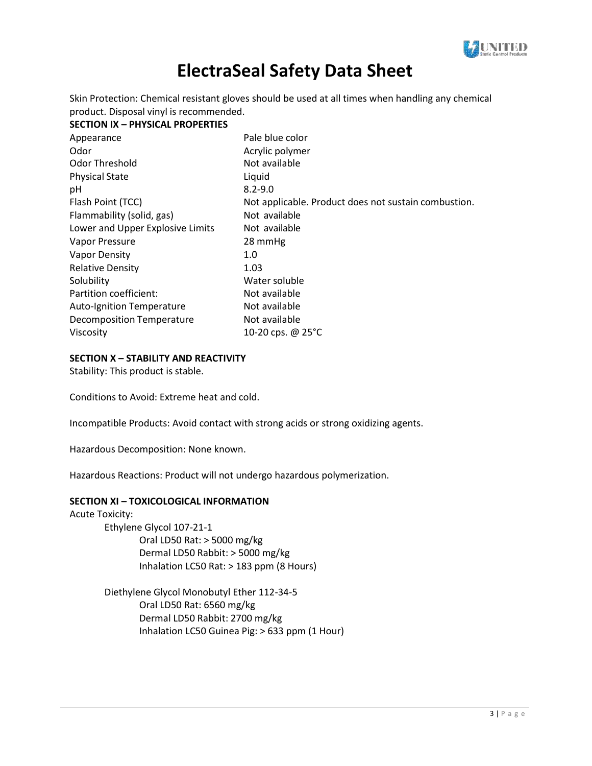# ElectraSeal Safety Data Sheet

Skin Protection: Chemical resistant gloves should be used at all times when handling any chemical product. Disposal vinyl is recommended.

**SECTION IX – PHYSICAL PROPERTIES**

| | |
|---|---|
| Appearance | Pale blue color |
| Odor | Acrylic polymer |
| Odor Threshold | Not available |
| Physical State | Liquid |
| pH | 8.2-9.0 |
| Flash Point (TCC) | Not applicable. Product does not sustain combustion. |
| Flammability (solid, gas) | Not available |
| Lower and Upper Explosive Limits | Not available |
| Vapor Pressure | 28 mmHg |
| Vapor Density | 1.0 |
| Relative Density | 1.03 |
| Solubility | Water soluble |
| Partition coefficient: | Not available |
| Auto-Ignition Temperature | Not available |
| Decomposition Temperature | Not available |
| Viscosity | 10-20 cps. @ 25°C |

**SECTION X – STABILITY AND REACTIVITY**

Stability: This product is stable.

Conditions to Avoid: Extreme heat and cold.

Incompatible Products: Avoid contact with strong acids or strong oxidizing agents.

Hazardous Decomposition: None known.

Hazardous Reactions: Product will not undergo hazardous polymerization.

**SECTION XI – TOXICOLOGICAL INFORMATION**

Acute Toxicity:

- Ethylene Glycol 107-21-1
  - Oral LD50 Rat: > 5000 mg/kg
  - Dermal LD50 Rabbit: > 5000 mg/kg
  - Inhalation LC50 Rat: > 183 ppm (8 Hours)

- Diethylene Glycol Monobutyl Ether 112-34-5
  - Oral LD50 Rat: 6560 mg/kg
  - Dermal LD50 Rabbit: 2700 mg/kg
  - Inhalation LC50 Guinea Pig: > 633 ppm (1 Hour)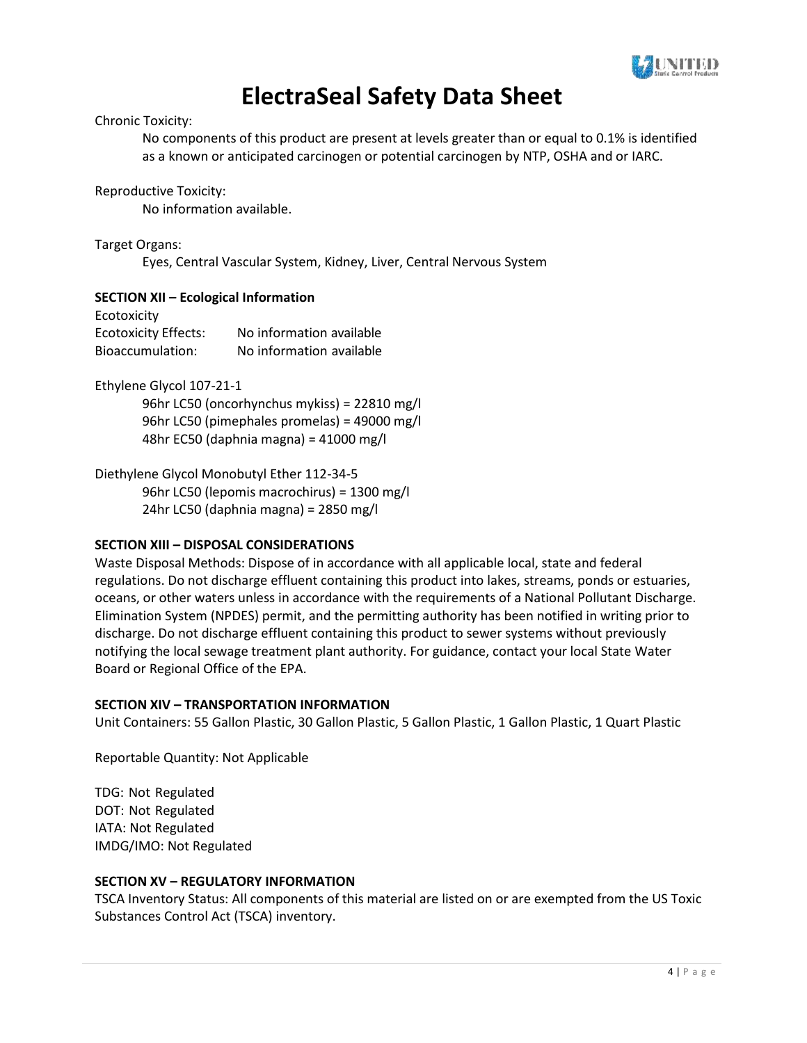# ElectraSeal Safety Data Sheet

Chronic Toxicity:

No components of this product are present at levels greater than or equal to 0.1% is identified as a known or anticipated carcinogen or potential carcinogen by NTP, OSHA and or IARC.

Reproductive Toxicity:

No information available.

Target Organs:

Eyes, Central Vascular System, Kidney, Liver, Central Nervous System

**SECTION XII – Ecological Information**

Ecotoxicity

Ecotoxicity Effects: No information available

Bioaccumulation: No information available

Ethylene Glycol 107-21-1

96hr LC50 (oncorhynchus mykiss) = 22810 mg/l
96hr LC50 (pimephales promelas) = 49000 mg/l
48hr EC50 (daphnia magna) = 41000 mg/l

Diethylene Glycol Monobutyl Ether 112-34-5

96hr LC50 (lepomis macrochirus) = 1300 mg/l
24hr LC50 (daphnia magna) = 2850 mg/l

**SECTION XIII – DISPOSAL CONSIDERATIONS**

Waste Disposal Methods: Dispose of in accordance with all applicable local, state and federal regulations. Do not discharge effluent containing this product into lakes, streams, ponds or estuaries, oceans, or other waters unless in accordance with the requirements of a National Pollutant Discharge. Elimination System (NPDES) permit, and the permitting authority has been notified in writing prior to discharge. Do not discharge effluent containing this product to sewer systems without previously notifying the local sewage treatment plant authority. For guidance, contact your local State Water Board or Regional Office of the EPA.

**SECTION XIV – TRANSPORTATION INFORMATION**

Unit Containers: 55 Gallon Plastic, 30 Gallon Plastic, 5 Gallon Plastic, 1 Gallon Plastic, 1 Quart Plastic

Reportable Quantity: Not Applicable

TDG: Not Regulated
DOT: Not Regulated
IATA: Not Regulated
IMDG/IMO: Not Regulated

**SECTION XV – REGULATORY INFORMATION**

TSCA Inventory Status: All components of this material are listed on or are exempted from the US Toxic Substances Control Act (TSCA) inventory.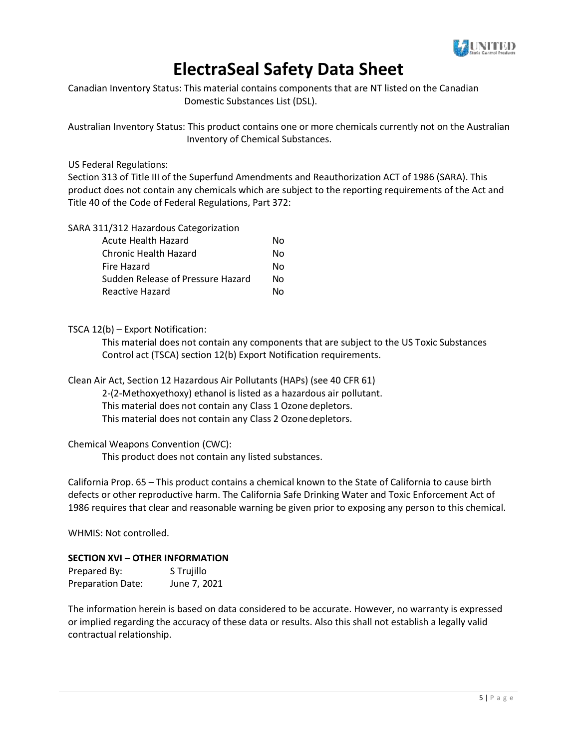# ElectraSeal Safety Data Sheet

Canadian Inventory Status: This material contains components that are NT listed on the Canadian Domestic Substances List (DSL).

Australian Inventory Status: This product contains one or more chemicals currently not on the Australian Inventory of Chemical Substances.

US Federal Regulations:

Section 313 of Title III of the Superfund Amendments and Reauthorization ACT of 1986 (SARA). This product does not contain any chemicals which are subject to the reporting requirements of the Act and Title 40 of the Code of Federal Regulations, Part 372:

SARA 311/312 Hazardous Categorization

| | |
|---|---|
| Acute Health Hazard | No |
| Chronic Health Hazard | No |
| Fire Hazard | No |
| Sudden Release of Pressure Hazard | No |
| Reactive Hazard | No |

TSCA 12(b) – Export Notification:

This material does not contain any components that are subject to the US Toxic Substances Control act (TSCA) section 12(b) Export Notification requirements.

Clean Air Act, Section 12 Hazardous Air Pollutants (HAPs) (see 40 CFR 61)

2-(2-Methoxyethoxy) ethanol is listed as a hazardous air pollutant.
This material does not contain any Class 1 Ozone depletors.
This material does not contain any Class 2 Ozone depletors.

Chemical Weapons Convention (CWC):

This product does not contain any listed substances.

California Prop. 65 – This product contains a chemical known to the State of California to cause birth defects or other reproductive harm. The California Safe Drinking Water and Toxic Enforcement Act of 1986 requires that clear and reasonable warning be given prior to exposing any person to this chemical.

WHMIS: Not controlled.

**SECTION XVI – OTHER INFORMATION**

| | |
|---|---|
| Prepared By: | S Trujillo |
| Preparation Date: | June 7, 2021 |

The information herein is based on data considered to be accurate. However, no warranty is expressed or implied regarding the accuracy of these data or results. Also this shall not establish a legally valid contractual relationship.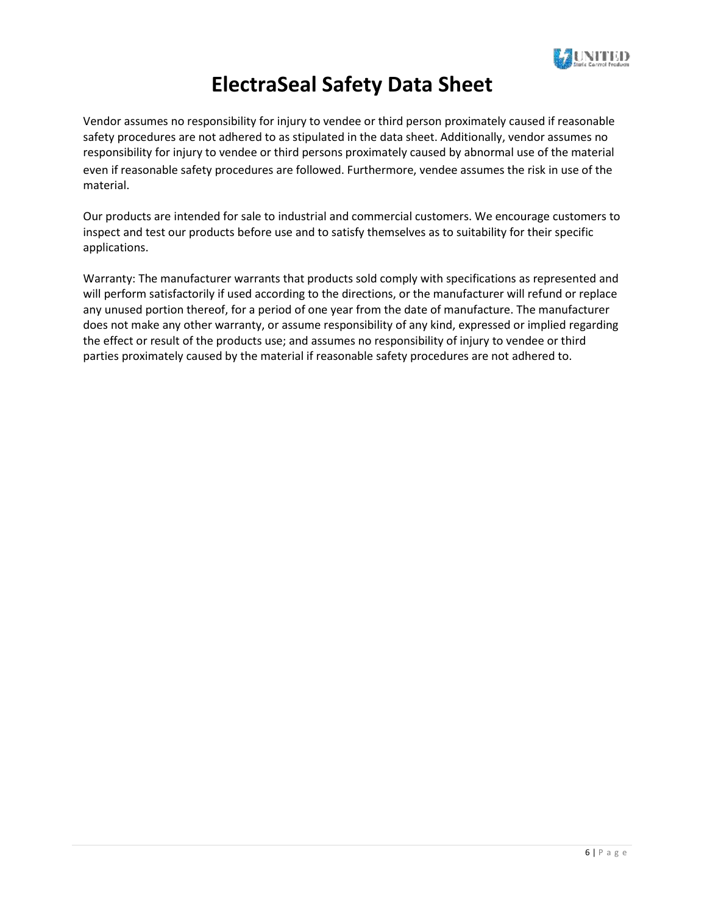# ElectraSeal Safety Data Sheet

Vendor assumes no responsibility for injury to vendee or third person proximately caused if reasonable safety procedures are not adhered to as stipulated in the data sheet. Additionally, vendor assumes no responsibility for injury to vendee or third persons proximately caused by abnormal use of the material even if reasonable safety procedures are followed. Furthermore, vendee assumes the risk in use of the material.

Our products are intended for sale to industrial and commercial customers. We encourage customers to inspect and test our products before use and to satisfy themselves as to suitability for their specific applications.

Warranty: The manufacturer warrants that products sold comply with specifications as represented and will perform satisfactorily if used according to the directions, or the manufacturer will refund or replace any unused portion thereof, for a period of one year from the date of manufacture. The manufacturer does not make any other warranty, or assume responsibility of any kind, expressed or implied regarding the effect or result of the products use; and assumes no responsibility of injury to vendee or third parties proximately caused by the material if reasonable safety procedures are not adhered to.